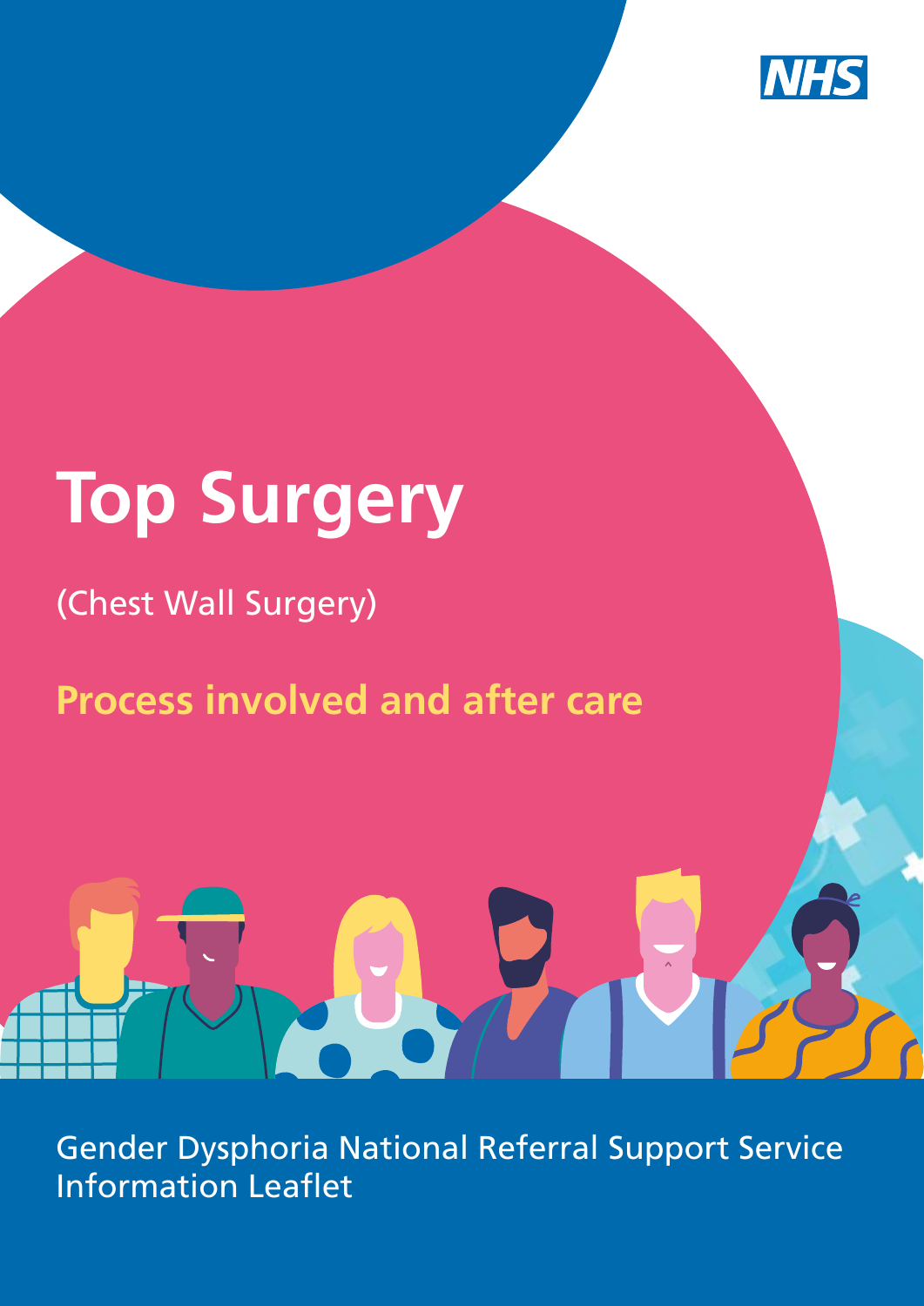NHS

# Top Surgery

(Chest Wall Surgery)

## Process involved and after care

Gender Dysphoria National Referral Support Service
Information Leaflet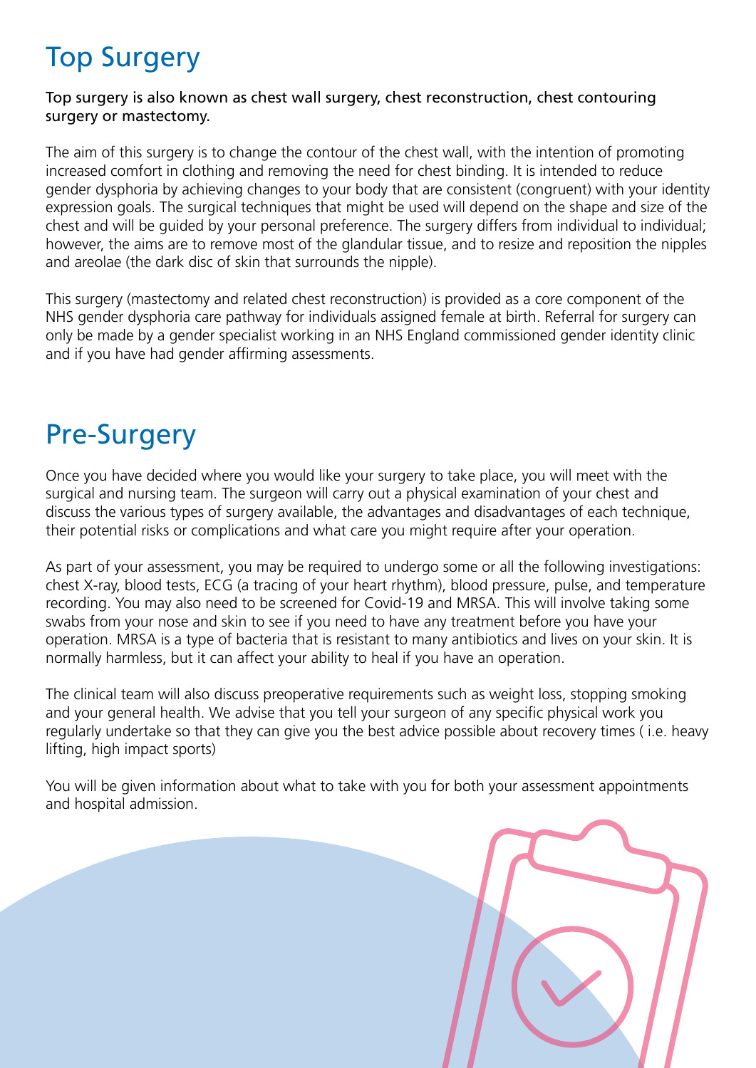## Top Surgery

Top surgery is also known as chest wall surgery, chest reconstruction, chest contouring surgery or mastectomy.

The aim of this surgery is to change the contour of the chest wall, with the intention of promoting increased comfort in clothing and removing the need for chest binding. It is intended to reduce gender dysphoria by achieving changes to your body that are consistent (congruent) with your identity expression goals. The surgical techniques that might be used will depend on the shape and size of the chest and will be guided by your personal preference. The surgery differs from individual to individual; however, the aims are to remove most of the glandular tissue, and to resize and reposition the nipples and areolae (the dark disc of skin that surrounds the nipple).

This surgery (mastectomy and related chest reconstruction) is provided as a core component of the NHS gender dysphoria care pathway for individuals assigned female at birth. Referral for surgery can only be made by a gender specialist working in an NHS England commissioned gender identity clinic and if you have had gender affirming assessments.

## Pre-Surgery

Once you have decided where you would like your surgery to take place, you will meet with the surgical and nursing team. The surgeon will carry out a physical examination of your chest and discuss the various types of surgery available, the advantages and disadvantages of each technique, their potential risks or complications and what care you might require after your operation.

As part of your assessment, you may be required to undergo some or all the following investigations: chest X-ray, blood tests, ECG (a tracing of your heart rhythm), blood pressure, pulse, and temperature recording. You may also need to be screened for Covid-19 and MRSA. This will involve taking some swabs from your nose and skin to see if you need to have any treatment before you have your operation. MRSA is a type of bacteria that is resistant to many antibiotics and lives on your skin. It is normally harmless, but it can affect your ability to heal if you have an operation.

The clinical team will also discuss preoperative requirements such as weight loss, stopping smoking and your general health. We advise that you tell your surgeon of any specific physical work you regularly undertake so that they can give you the best advice possible about recovery times ( i.e. heavy lifting, high impact sports)

You will be given information about what to take with you for both your assessment appointments and hospital admission.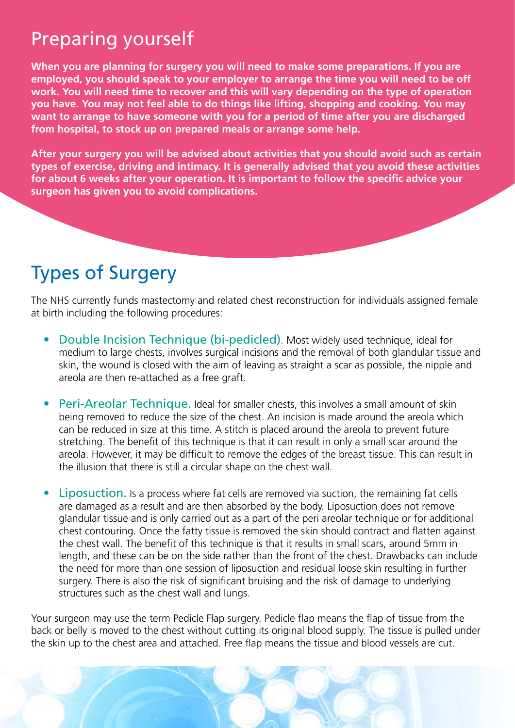## Preparing yourself

**When you are planning for surgery you will need to make some preparations. If you are employed, you should speak to your employer to arrange the time you will need to be off work. You will need time to recover and this will vary depending on the type of operation you have. You may not feel able to do things like lifting, shopping and cooking. You may want to arrange to have someone with you for a period of time after you are discharged from hospital, to stock up on prepared meals or arrange some help.**

**After your surgery you will be advised about activities that you should avoid such as certain types of exercise, driving and intimacy. It is generally advised that you avoid these activities for about 6 weeks after your operation. It is important to follow the specific advice your surgeon has given you to avoid complications.**

## Types of Surgery

The NHS currently funds mastectomy and related chest reconstruction for individuals assigned female at birth including the following procedures:

- **Double Incision Technique (bi-pedicled)**. Most widely used technique, ideal for medium to large chests, involves surgical incisions and the removal of both glandular tissue and skin, the wound is closed with the aim of leaving as straight a scar as possible, the nipple and areola are then re-attached as a free graft.

- **Peri-Areolar Technique.** Ideal for smaller chests, this involves a small amount of skin being removed to reduce the size of the chest. An incision is made around the areola which can be reduced in size at this time. A stitch is placed around the areola to prevent future stretching. The benefit of this technique is that it can result in only a small scar around the areola. However, it may be difficult to remove the edges of the breast tissue. This can result in the illusion that there is still a circular shape on the chest wall.

- **Liposuction.** Is a process where fat cells are removed via suction, the remaining fat cells are damaged as a result and are then absorbed by the body. Liposuction does not remove glandular tissue and is only carried out as a part of the peri areolar technique or for additional chest contouring. Once the fatty tissue is removed the skin should contract and flatten against the chest wall. The benefit of this technique is that it results in small scars, around 5mm in length, and these can be on the side rather than the front of the chest. Drawbacks can include the need for more than one session of liposuction and residual loose skin resulting in further surgery. There is also the risk of significant bruising and the risk of damage to underlying structures such as the chest wall and lungs.

Your surgeon may use the term Pedicle Flap surgery. Pedicle flap means the flap of tissue from the back or belly is moved to the chest without cutting its original blood supply. The tissue is pulled under the skin up to the chest area and attached. Free flap means the tissue and blood vessels are cut.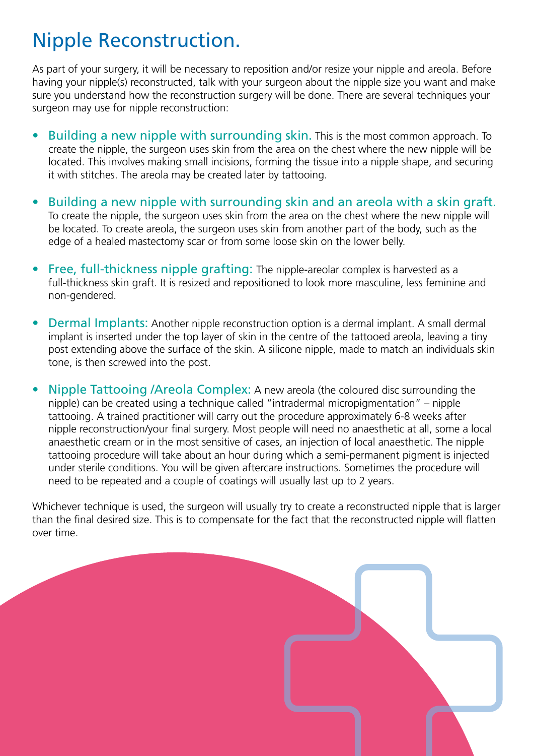# Nipple Reconstruction.

As part of your surgery, it will be necessary to reposition and/or resize your nipple and areola. Before having your nipple(s) reconstructed, talk with your surgeon about the nipple size you want and make sure you understand how the reconstruction surgery will be done. There are several techniques your surgeon may use for nipple reconstruction:

- Building a new nipple with surrounding skin. This is the most common approach. To create the nipple, the surgeon uses skin from the area on the chest where the new nipple will be located. This involves making small incisions, forming the tissue into a nipple shape, and securing it with stitches. The areola may be created later by tattooing.
- Building a new nipple with surrounding skin and an areola with a skin graft. To create the nipple, the surgeon uses skin from the area on the chest where the new nipple will be located. To create areola, the surgeon uses skin from another part of the body, such as the edge of a healed mastectomy scar or from some loose skin on the lower belly.
- Free, full-thickness nipple grafting: The nipple-areolar complex is harvested as a full-thickness skin graft. It is resized and repositioned to look more masculine, less feminine and non-gendered.
- Dermal Implants: Another nipple reconstruction option is a dermal implant. A small dermal implant is inserted under the top layer of skin in the centre of the tattooed areola, leaving a tiny post extending above the surface of the skin. A silicone nipple, made to match an individuals skin tone, is then screwed into the post.
- Nipple Tattooing /Areola Complex: A new areola (the coloured disc surrounding the nipple) can be created using a technique called "intradermal micropigmentation" – nipple tattooing. A trained practitioner will carry out the procedure approximately 6-8 weeks after nipple reconstruction/your final surgery. Most people will need no anaesthetic at all, some a local anaesthetic cream or in the most sensitive of cases, an injection of local anaesthetic. The nipple tattooing procedure will take about an hour during which a semi-permanent pigment is injected under sterile conditions. You will be given aftercare instructions. Sometimes the procedure will need to be repeated and a couple of coatings will usually last up to 2 years.

Whichever technique is used, the surgeon will usually try to create a reconstructed nipple that is larger than the final desired size. This is to compensate for the fact that the reconstructed nipple will flatten over time.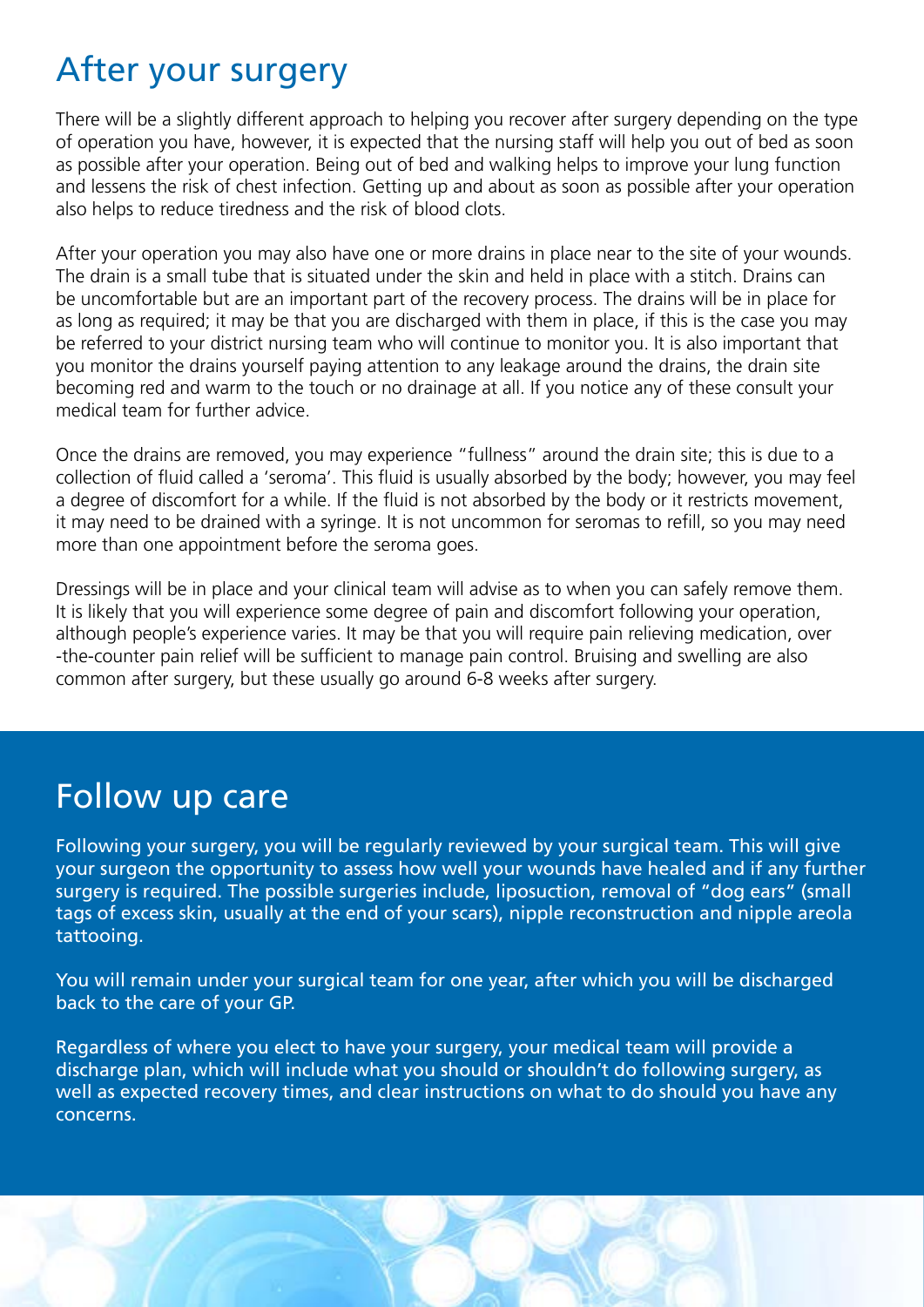# After your surgery

There will be a slightly different approach to helping you recover after surgery depending on the type of operation you have, however, it is expected that the nursing staff will help you out of bed as soon as possible after your operation. Being out of bed and walking helps to improve your lung function and lessens the risk of chest infection. Getting up and about as soon as possible after your operation also helps to reduce tiredness and the risk of blood clots.

After your operation you may also have one or more drains in place near to the site of your wounds. The drain is a small tube that is situated under the skin and held in place with a stitch. Drains can be uncomfortable but are an important part of the recovery process. The drains will be in place for as long as required; it may be that you are discharged with them in place, if this is the case you may be referred to your district nursing team who will continue to monitor you. It is also important that you monitor the drains yourself paying attention to any leakage around the drains, the drain site becoming red and warm to the touch or no drainage at all. If you notice any of these consult your medical team for further advice.

Once the drains are removed, you may experience "fullness" around the drain site; this is due to a collection of fluid called a 'seroma'. This fluid is usually absorbed by the body; however, you may feel a degree of discomfort for a while. If the fluid is not absorbed by the body or it restricts movement, it may need to be drained with a syringe. It is not uncommon for seromas to refill, so you may need more than one appointment before the seroma goes.

Dressings will be in place and your clinical team will advise as to when you can safely remove them. It is likely that you will experience some degree of pain and discomfort following your operation, although people's experience varies. It may be that you will require pain relieving medication, over -the-counter pain relief will be sufficient to manage pain control. Bruising and swelling are also common after surgery, but these usually go around 6-8 weeks after surgery.

# Follow up care

Following your surgery, you will be regularly reviewed by your surgical team. This will give your surgeon the opportunity to assess how well your wounds have healed and if any further surgery is required. The possible surgeries include, liposuction, removal of "dog ears" (small tags of excess skin, usually at the end of your scars), nipple reconstruction and nipple areola tattooing.

You will remain under your surgical team for one year, after which you will be discharged back to the care of your GP.

Regardless of where you elect to have your surgery, your medical team will provide a discharge plan, which will include what you should or shouldn't do following surgery, as well as expected recovery times, and clear instructions on what to do should you have any concerns.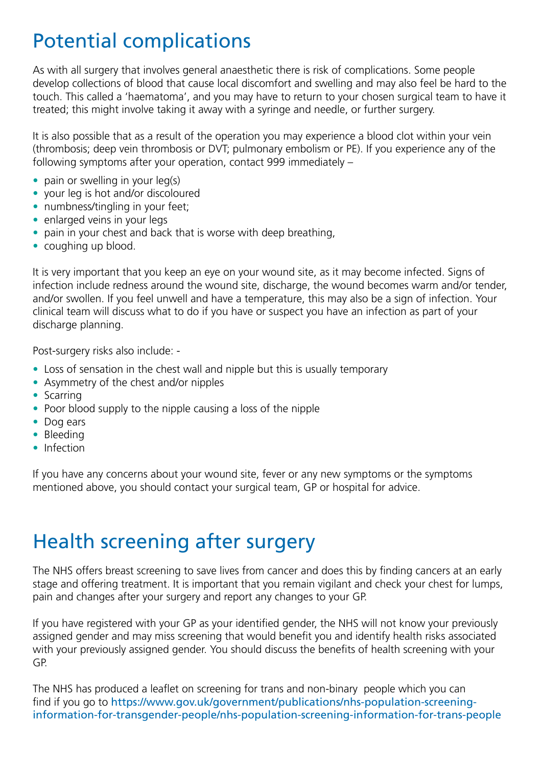## Potential complications

As with all surgery that involves general anaesthetic there is risk of complications. Some people develop collections of blood that cause local discomfort and swelling and may also feel be hard to the touch. This called a 'haematoma', and you may have to return to your chosen surgical team to have it treated; this might involve taking it away with a syringe and needle, or further surgery.

It is also possible that as a result of the operation you may experience a blood clot within your vein (thrombosis; deep vein thrombosis or DVT; pulmonary embolism or PE). If you experience any of the following symptoms after your operation, contact 999 immediately –

- pain or swelling in your leg(s)
- your leg is hot and/or discoloured
- numbness/tingling in your feet;
- enlarged veins in your legs
- pain in your chest and back that is worse with deep breathing,
- coughing up blood.

It is very important that you keep an eye on your wound site, as it may become infected. Signs of infection include redness around the wound site, discharge, the wound becomes warm and/or tender, and/or swollen. If you feel unwell and have a temperature, this may also be a sign of infection. Your clinical team will discuss what to do if you have or suspect you have an infection as part of your discharge planning.

Post-surgery risks also include: -

- Loss of sensation in the chest wall and nipple but this is usually temporary
- Asymmetry of the chest and/or nipples
- Scarring
- Poor blood supply to the nipple causing a loss of the nipple
- Dog ears
- Bleeding
- Infection

If you have any concerns about your wound site, fever or any new symptoms or the symptoms mentioned above, you should contact your surgical team, GP or hospital for advice.

## Health screening after surgery

The NHS offers breast screening to save lives from cancer and does this by finding cancers at an early stage and offering treatment. It is important that you remain vigilant and check your chest for lumps, pain and changes after your surgery and report any changes to your GP.

If you have registered with your GP as your identified gender, the NHS will not know your previously assigned gender and may miss screening that would benefit you and identify health risks associated with your previously assigned gender. You should discuss the benefits of health screening with your GP.

The NHS has produced a leaflet on screening for trans and non-binary people which you can find if you go to https://www.gov.uk/government/publications/nhs-population-screening-information-for-transgender-people/nhs-population-screening-information-for-trans-people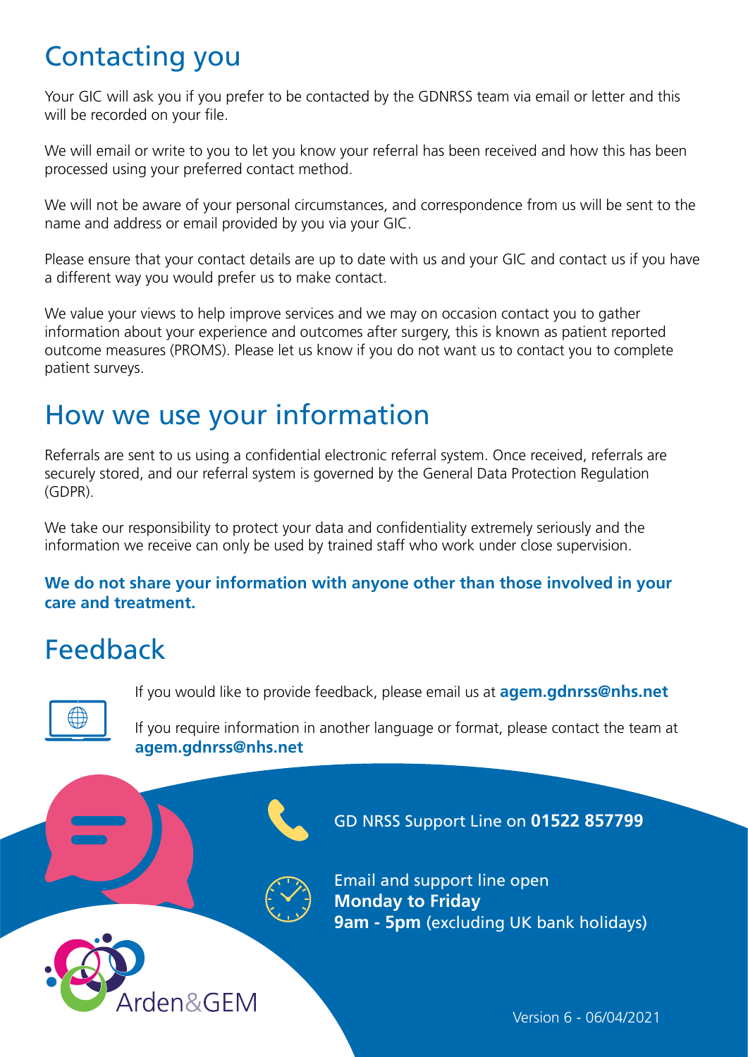## Contacting you

Your GIC will ask you if you prefer to be contacted by the GDNRSS team via email or letter and this will be recorded on your file.

We will email or write to you to let you know your referral has been received and how this has been processed using your preferred contact method.

We will not be aware of your personal circumstances, and correspondence from us will be sent to the name and address or email provided by you via your GIC.

Please ensure that your contact details are up to date with us and your GIC and contact us if you have a different way you would prefer us to make contact.

We value your views to help improve services and we may on occasion contact you to gather information about your experience and outcomes after surgery, this is known as patient reported outcome measures (PROMS). Please let us know if you do not want us to contact you to complete patient surveys.

## How we use your information

Referrals are sent to us using a confidential electronic referral system. Once received, referrals are securely stored, and our referral system is governed by the General Data Protection Regulation (GDPR).

We take our responsibility to protect your data and confidentiality extremely seriously and the information we receive can only be used by trained staff who work under close supervision.

**We do not share your information with anyone other than those involved in your care and treatment.**

## Feedback

If you would like to provide feedback, please email us at **agem.gdnrss@nhs.net**

If you require information in another language or format, please contact the team at **agem.gdnrss@nhs.net**

GD NRSS Support Line on **01522 857799**

Email and support line open
**Monday to Friday**
**9am - 5pm** (excluding UK bank holidays)

Arden&GEM

Version 6 - 06/04/2021